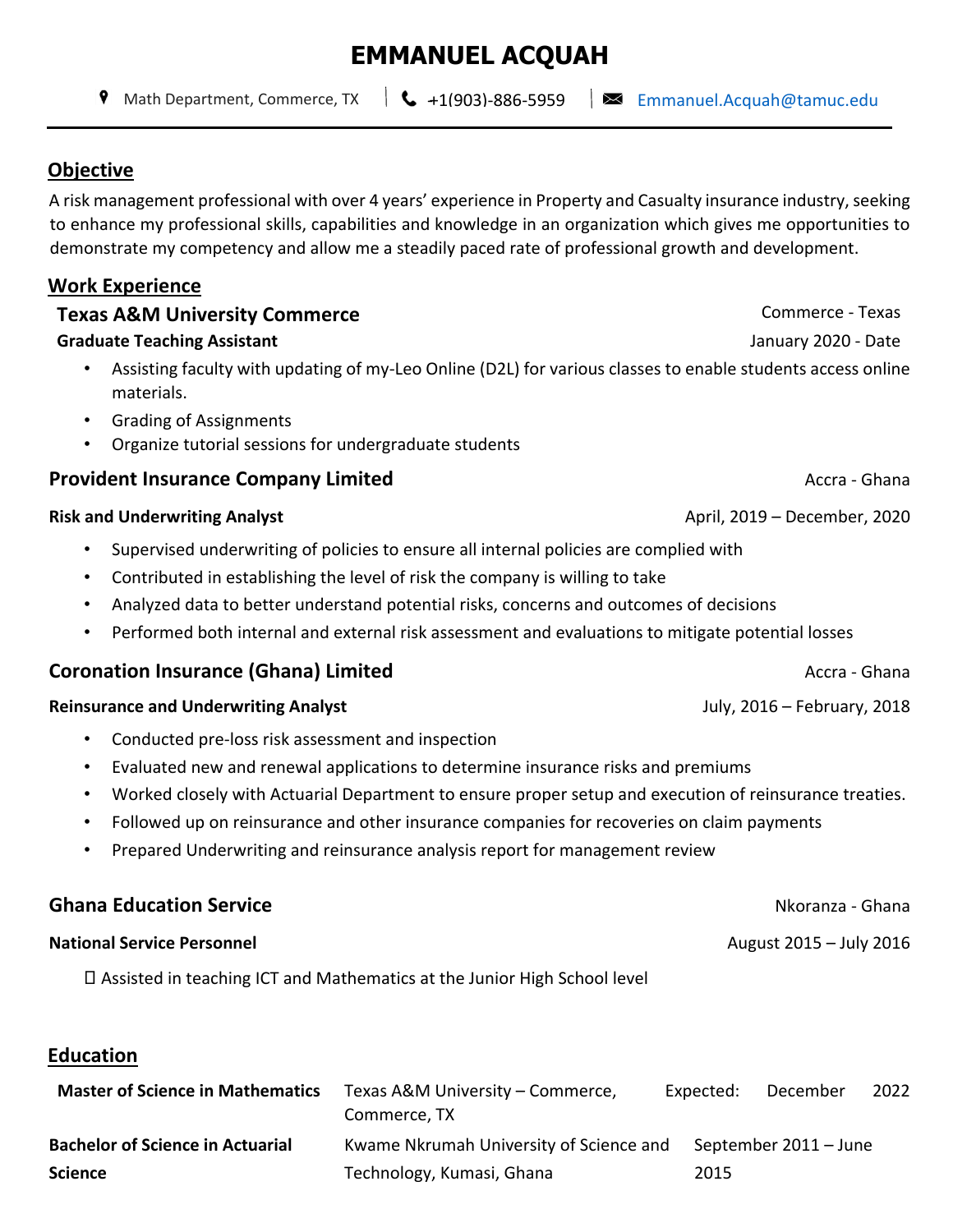# EMMANUEL ACQUAH

Math Department, Commerce, TX | +1(903)-886-5959 | Emmanuel.Acquah@tamuc.edu

## Objective

A risk management professional with over 4 years' experience in Property and Casualty insurance industry, seeking to enhance my professional skills, capabilities and knowledge in an organization which gives me opportunities to demonstrate my competency and allow me a steadily paced rate of professional growth and development.

## Work Experience

### Texas A&M University Commerce — Commerce - Texas

**Graduate Teaching Assistant** — January 2020 - Date

- Assisting faculty with updating of my-Leo Online (D2L) for various classes to enable students access online materials.
- Grading of Assignments
- Organize tutorial sessions for undergraduate students

### Provident Insurance Company Limited — Accra - Ghana

**Risk and Underwriting Analyst** — April, 2019 – December, 2020

- Supervised underwriting of policies to ensure all internal policies are complied with
- Contributed in establishing the level of risk the company is willing to take
- Analyzed data to better understand potential risks, concerns and outcomes of decisions
- Performed both internal and external risk assessment and evaluations to mitigate potential losses

### Coronation Insurance (Ghana) Limited — Accra - Ghana

**Reinsurance and Underwriting Analyst** — July, 2016 – February, 2018

- Conducted pre-loss risk assessment and inspection
- Evaluated new and renewal applications to determine insurance risks and premiums
- Worked closely with Actuarial Department to ensure proper setup and execution of reinsurance treaties.
- Followed up on reinsurance and other insurance companies for recoveries on claim payments
- Prepared Underwriting and reinsurance analysis report for management review

### Ghana Education Service — Nkoranza - Ghana

**National Service Personnel** — August 2015 – July 2016

- Assisted in teaching ICT and Mathematics at the Junior High School level

## Education

| | | |
|---|---|---|
| **Master of Science in Mathematics** | Texas A&M University – Commerce, Commerce, TX | Expected: December 2022 |
| **Bachelor of Science in Actuarial Science** | Kwame Nkrumah University of Science and Technology, Kumasi, Ghana | September 2011 – June 2015 |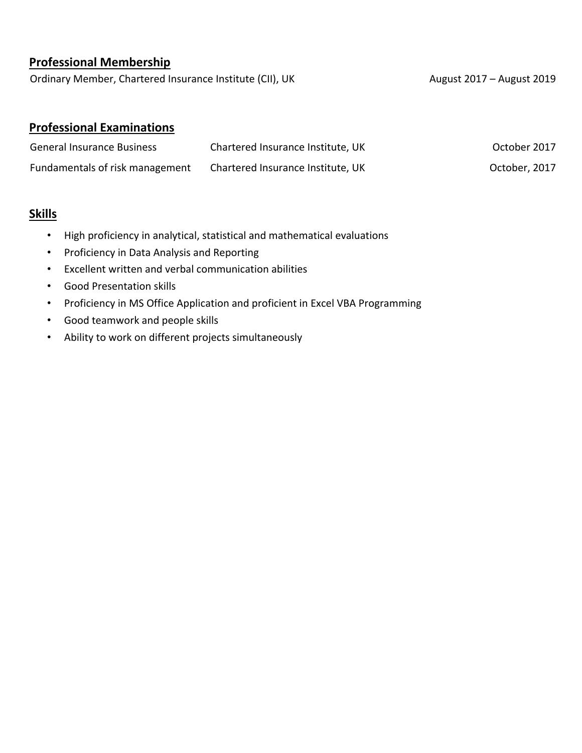## Professional Membership

Ordinary Member, Chartered Insurance Institute (CII), UK August 2017 – August 2019

## Professional Examinations

| | | |
|---|---|---|
| General Insurance Business | Chartered Insurance Institute, UK | October 2017 |
| Fundamentals of risk management | Chartered Insurance Institute, UK | October, 2017 |

## Skills

- High proficiency in analytical, statistical and mathematical evaluations
- Proficiency in Data Analysis and Reporting
- Excellent written and verbal communication abilities
- Good Presentation skills
- Proficiency in MS Office Application and proficient in Excel VBA Programming
- Good teamwork and people skills
- Ability to work on different projects simultaneously